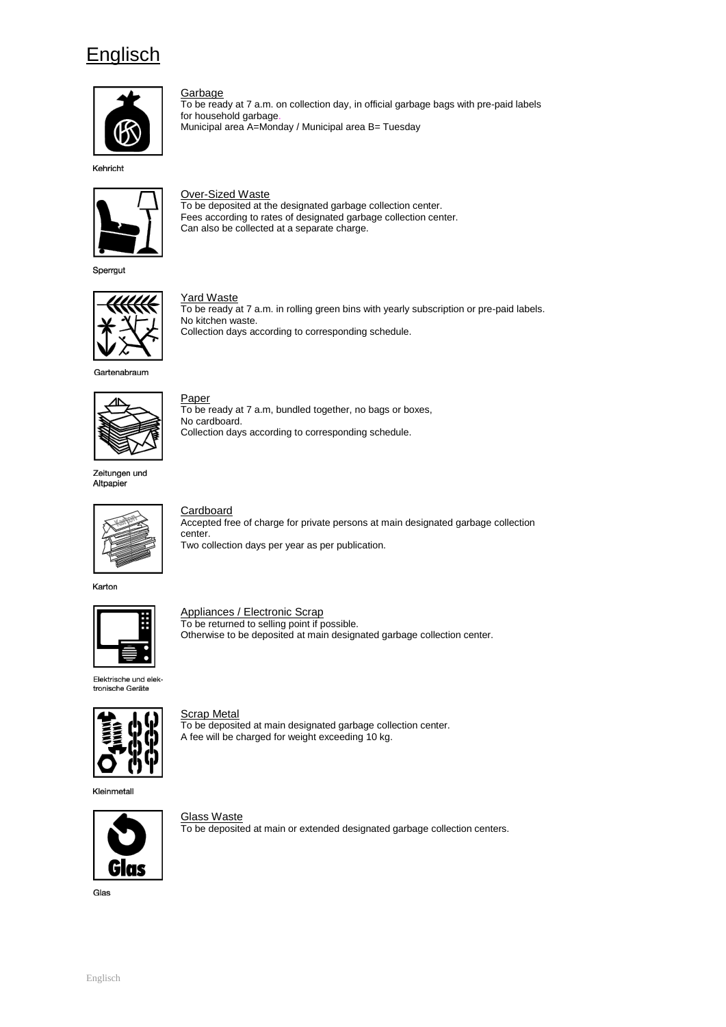# Englisch

Kehricht

**Garbage**

To be ready at 7 a.m. on collection day, in official garbage bags with pre-paid labels for household garbage.
Municipal area A=Monday / Municipal area B= Tuesday

Sperrgut

**Over-Sized Waste**

To be deposited at the designated garbage collection center.
Fees according to rates of designated garbage collection center.
Can also be collected at a separate charge.

Gartenabraum

**Yard Waste**

To be ready at 7 a.m. in rolling green bins with yearly subscription or pre-paid labels.
No kitchen waste.
Collection days according to corresponding schedule.

Zeitungen und Altpapier

**Paper**

To be ready at 7 a.m, bundled together, no bags or boxes,
No cardboard.
Collection days according to corresponding schedule.

Karton

**Cardboard**

Accepted free of charge for private persons at main designated garbage collection center.
Two collection days per year as per publication.

Elektrische und elektronische Geräte

**Appliances / Electronic Scrap**

To be returned to selling point if possible.
Otherwise to be deposited at main designated garbage collection center.

Kleinmetall

**Scrap Metal**

To be deposited at main designated garbage collection center.
A fee will be charged for weight exceeding 10 kg.

Glas

**Glass Waste**

To be deposited at main or extended designated garbage collection centers.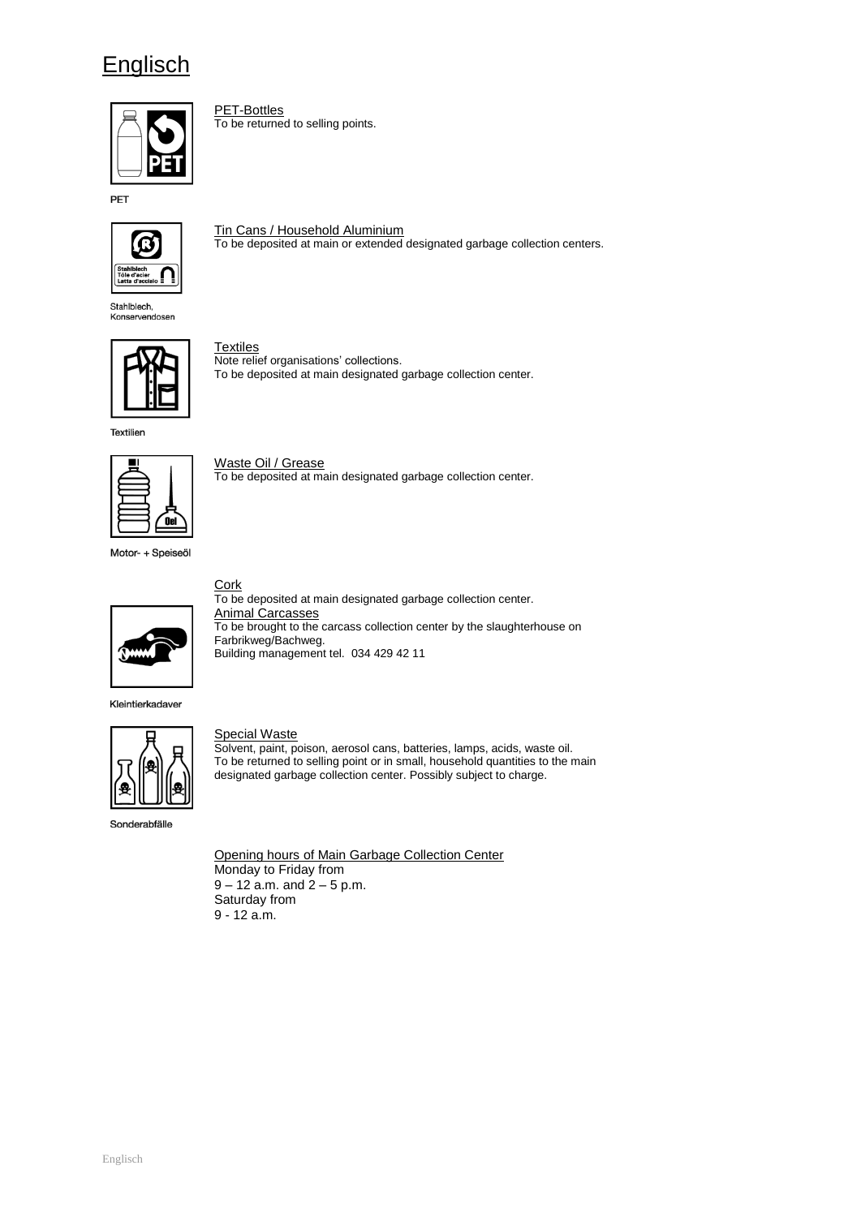# Englisch

PET

PET-Bottles
To be returned to selling points.

Stahlblech, Konservendosen

Tin Cans / Household Aluminium
To be deposited at main or extended designated garbage collection centers.

Textilien

Textiles
Note relief organisations' collections.
To be deposited at main designated garbage collection center.

Motor- + Speiseöl

Waste Oil / Grease
To be deposited at main designated garbage collection center.

Cork
To be deposited at main designated garbage collection center.

Kleintierkadaver

Animal Carcasses
To be brought to the carcass collection center by the slaughterhouse on Farbrikweg/Bachweg.
Building management tel. 034 429 42 11

Sonderabfälle

Special Waste
Solvent, paint, poison, aerosol cans, batteries, lamps, acids, waste oil.
To be returned to selling point or in small, household quantities to the main designated garbage collection center. Possibly subject to charge.

Opening hours of Main Garbage Collection Center
Monday to Friday from
9 – 12 a.m. and 2 – 5 p.m.
Saturday from
9 - 12 a.m.